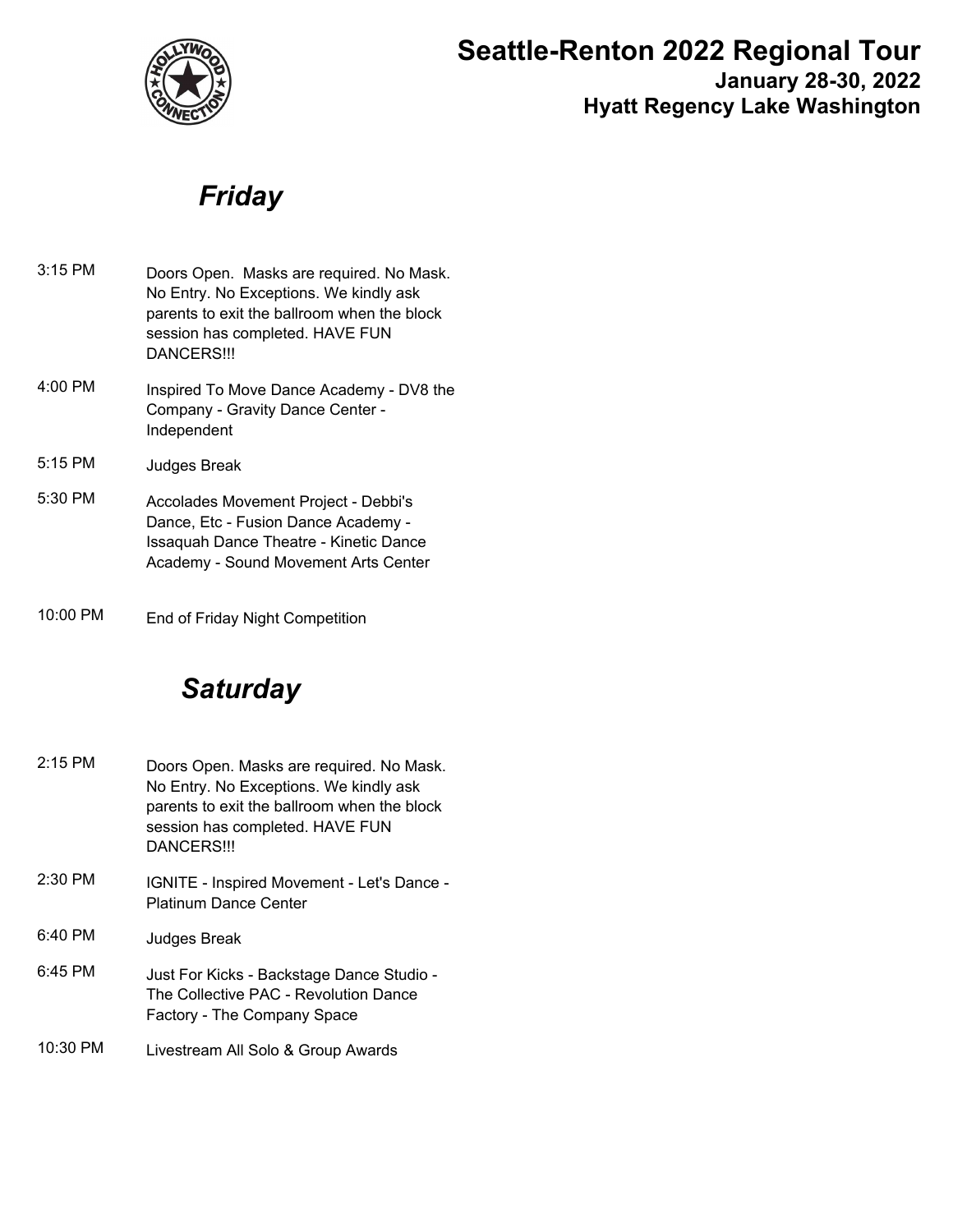# Seattle-Renton 2022 Regional Tour

**January 28-30, 2022**

**Hyatt Regency Lake Washington**

## *Friday*

| Time | Event |
|---|---|
| 3:15 PM | Doors Open. Masks are required. No Mask. No Entry. No Exceptions. We kindly ask parents to exit the ballroom when the block session has completed. HAVE FUN DANCERS!!! |
| 4:00 PM | Inspired To Move Dance Academy - DV8 the Company - Gravity Dance Center - Independent |
| 5:15 PM | Judges Break |
| 5:30 PM | Accolades Movement Project - Debbi's Dance, Etc - Fusion Dance Academy - Issaquah Dance Theatre - Kinetic Dance Academy - Sound Movement Arts Center |
| 10:00 PM | End of Friday Night Competition |

## *Saturday*

| Time | Event |
|---|---|
| 2:15 PM | Doors Open. Masks are required. No Mask. No Entry. No Exceptions. We kindly ask parents to exit the ballroom when the block session has completed. HAVE FUN DANCERS!!! |
| 2:30 PM | IGNITE - Inspired Movement - Let's Dance - Platinum Dance Center |
| 6:40 PM | Judges Break |
| 6:45 PM | Just For Kicks - Backstage Dance Studio - The Collective PAC - Revolution Dance Factory - The Company Space |
| 10:30 PM | Livestream All Solo & Group Awards |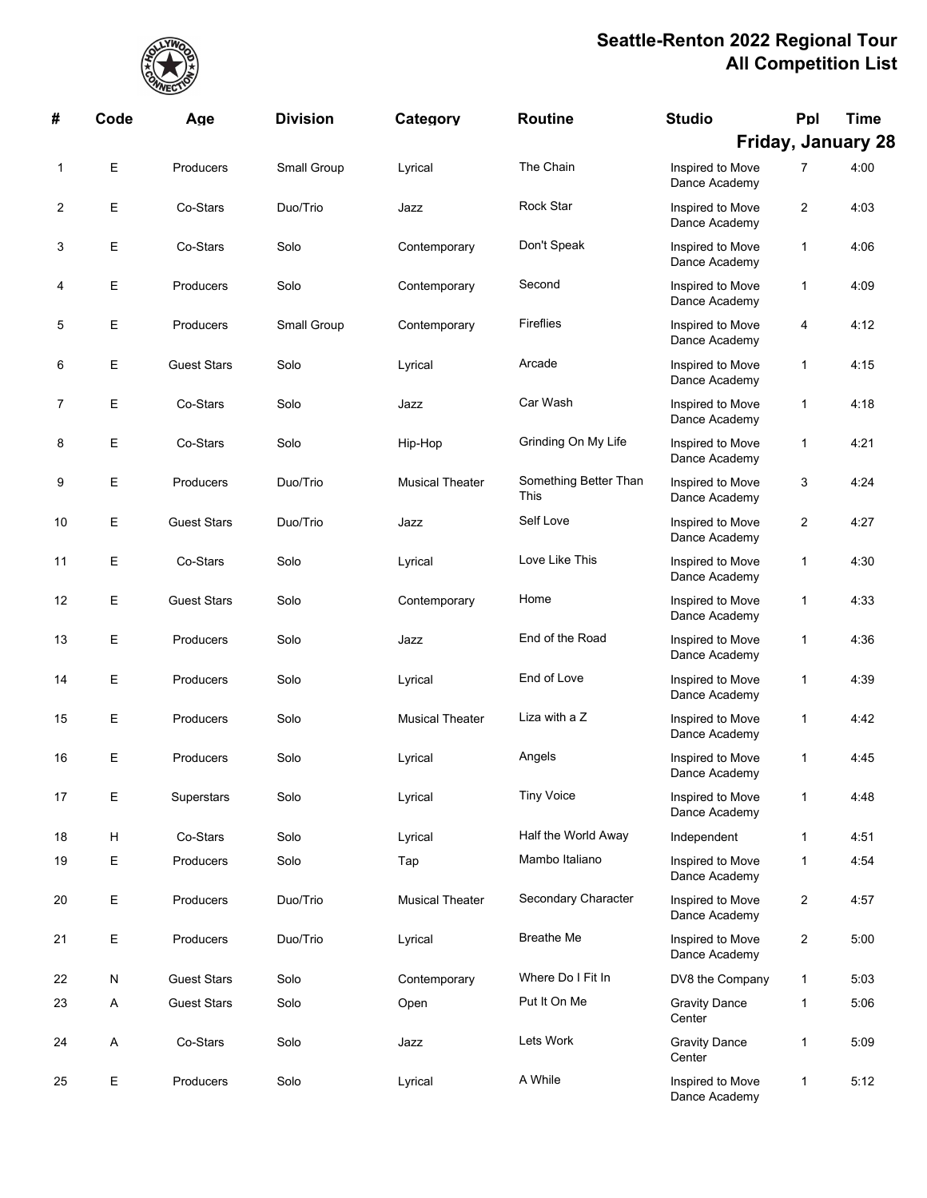# Seattle-Renton 2022 Regional Tour
# All Competition List

**Friday, January 28**

| # | Code | Age | Division | Category | Routine | Studio | Ppl | Time |
|---|---|---|---|---|---|---|---|---|
| 1 | E | Producers | Small Group | Lyrical | The Chain | Inspired to Move Dance Academy | 7 | 4:00 |
| 2 | E | Co-Stars | Duo/Trio | Jazz | Rock Star | Inspired to Move Dance Academy | 2 | 4:03 |
| 3 | E | Co-Stars | Solo | Contemporary | Don't Speak | Inspired to Move Dance Academy | 1 | 4:06 |
| 4 | E | Producers | Solo | Contemporary | Second | Inspired to Move Dance Academy | 1 | 4:09 |
| 5 | E | Producers | Small Group | Contemporary | Fireflies | Inspired to Move Dance Academy | 4 | 4:12 |
| 6 | E | Guest Stars | Solo | Lyrical | Arcade | Inspired to Move Dance Academy | 1 | 4:15 |
| 7 | E | Co-Stars | Solo | Jazz | Car Wash | Inspired to Move Dance Academy | 1 | 4:18 |
| 8 | E | Co-Stars | Solo | Hip-Hop | Grinding On My Life | Inspired to Move Dance Academy | 1 | 4:21 |
| 9 | E | Producers | Duo/Trio | Musical Theater | Something Better Than This | Inspired to Move Dance Academy | 3 | 4:24 |
| 10 | E | Guest Stars | Duo/Trio | Jazz | Self Love | Inspired to Move Dance Academy | 2 | 4:27 |
| 11 | E | Co-Stars | Solo | Lyrical | Love Like This | Inspired to Move Dance Academy | 1 | 4:30 |
| 12 | E | Guest Stars | Solo | Contemporary | Home | Inspired to Move Dance Academy | 1 | 4:33 |
| 13 | E | Producers | Solo | Jazz | End of the Road | Inspired to Move Dance Academy | 1 | 4:36 |
| 14 | E | Producers | Solo | Lyrical | End of Love | Inspired to Move Dance Academy | 1 | 4:39 |
| 15 | E | Producers | Solo | Musical Theater | Liza with a Z | Inspired to Move Dance Academy | 1 | 4:42 |
| 16 | E | Producers | Solo | Lyrical | Angels | Inspired to Move Dance Academy | 1 | 4:45 |
| 17 | E | Superstars | Solo | Lyrical | Tiny Voice | Inspired to Move Dance Academy | 1 | 4:48 |
| 18 | H | Co-Stars | Solo | Lyrical | Half the World Away | Independent | 1 | 4:51 |
| 19 | E | Producers | Solo | Tap | Mambo Italiano | Inspired to Move Dance Academy | 1 | 4:54 |
| 20 | E | Producers | Duo/Trio | Musical Theater | Secondary Character | Inspired to Move Dance Academy | 2 | 4:57 |
| 21 | E | Producers | Duo/Trio | Lyrical | Breathe Me | Inspired to Move Dance Academy | 2 | 5:00 |
| 22 | N | Guest Stars | Solo | Contemporary | Where Do I Fit In | DV8 the Company | 1 | 5:03 |
| 23 | A | Guest Stars | Solo | Open | Put It On Me | Gravity Dance Center | 1 | 5:06 |
| 24 | A | Co-Stars | Solo | Jazz | Lets Work | Gravity Dance Center | 1 | 5:09 |
| 25 | E | Producers | Solo | Lyrical | A While | Inspired to Move Dance Academy | 1 | 5:12 |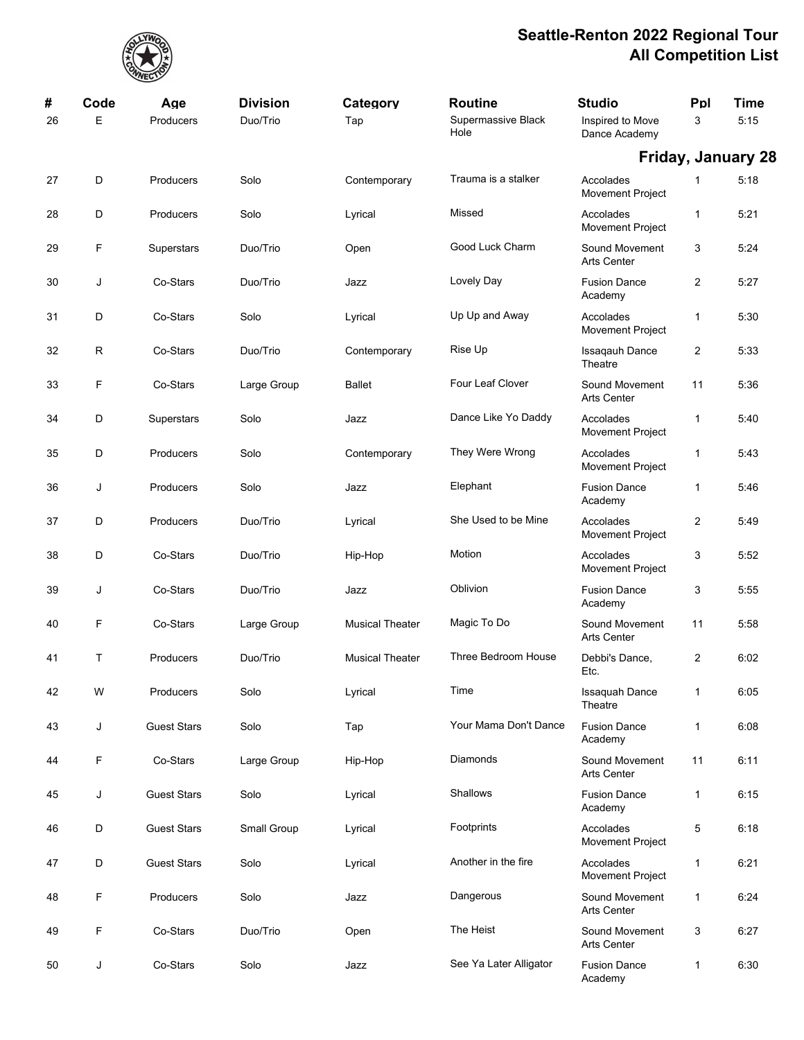# Seattle-Renton 2022 Regional Tour
## All Competition List

| # | Code | Age | Division | Category | Routine | Studio | Ppl | Time |
|---|---|---|---|---|---|---|---|---|
| 26 | E | Producers | Duo/Trio | Tap | Supermassive Black Hole | Inspired to Move Dance Academy | 3 | 5:15 |

**Friday, January 28**

| # | Code | Age | Division | Category | Routine | Studio | Ppl | Time |
|---|---|---|---|---|---|---|---|---|
| 27 | D | Producers | Solo | Contemporary | Trauma is a stalker | Accolades Movement Project | 1 | 5:18 |
| 28 | D | Producers | Solo | Lyrical | Missed | Accolades Movement Project | 1 | 5:21 |
| 29 | F | Superstars | Duo/Trio | Open | Good Luck Charm | Sound Movement Arts Center | 3 | 5:24 |
| 30 | J | Co-Stars | Duo/Trio | Jazz | Lovely Day | Fusion Dance Academy | 2 | 5:27 |
| 31 | D | Co-Stars | Solo | Lyrical | Up Up and Away | Accolades Movement Project | 1 | 5:30 |
| 32 | R | Co-Stars | Duo/Trio | Contemporary | Rise Up | Issaqauh Dance Theatre | 2 | 5:33 |
| 33 | F | Co-Stars | Large Group | Ballet | Four Leaf Clover | Sound Movement Arts Center | 11 | 5:36 |
| 34 | D | Superstars | Solo | Jazz | Dance Like Yo Daddy | Accolades Movement Project | 1 | 5:40 |
| 35 | D | Producers | Solo | Contemporary | They Were Wrong | Accolades Movement Project | 1 | 5:43 |
| 36 | J | Producers | Solo | Jazz | Elephant | Fusion Dance Academy | 1 | 5:46 |
| 37 | D | Producers | Duo/Trio | Lyrical | She Used to be Mine | Accolades Movement Project | 2 | 5:49 |
| 38 | D | Co-Stars | Duo/Trio | Hip-Hop | Motion | Accolades Movement Project | 3 | 5:52 |
| 39 | J | Co-Stars | Duo/Trio | Jazz | Oblivion | Fusion Dance Academy | 3 | 5:55 |
| 40 | F | Co-Stars | Large Group | Musical Theater | Magic To Do | Sound Movement Arts Center | 11 | 5:58 |
| 41 | T | Producers | Duo/Trio | Musical Theater | Three Bedroom House | Debbi's Dance, Etc. | 2 | 6:02 |
| 42 | W | Producers | Solo | Lyrical | Time | Issaquah Dance Theatre | 1 | 6:05 |
| 43 | J | Guest Stars | Solo | Tap | Your Mama Don't Dance | Fusion Dance Academy | 1 | 6:08 |
| 44 | F | Co-Stars | Large Group | Hip-Hop | Diamonds | Sound Movement Arts Center | 11 | 6:11 |
| 45 | J | Guest Stars | Solo | Lyrical | Shallows | Fusion Dance Academy | 1 | 6:15 |
| 46 | D | Guest Stars | Small Group | Lyrical | Footprints | Accolades Movement Project | 5 | 6:18 |
| 47 | D | Guest Stars | Solo | Lyrical | Another in the fire | Accolades Movement Project | 1 | 6:21 |
| 48 | F | Producers | Solo | Jazz | Dangerous | Sound Movement Arts Center | 1 | 6:24 |
| 49 | F | Co-Stars | Duo/Trio | Open | The Heist | Sound Movement Arts Center | 3 | 6:27 |
| 50 | J | Co-Stars | Solo | Jazz | See Ya Later Alligator | Fusion Dance Academy | 1 | 6:30 |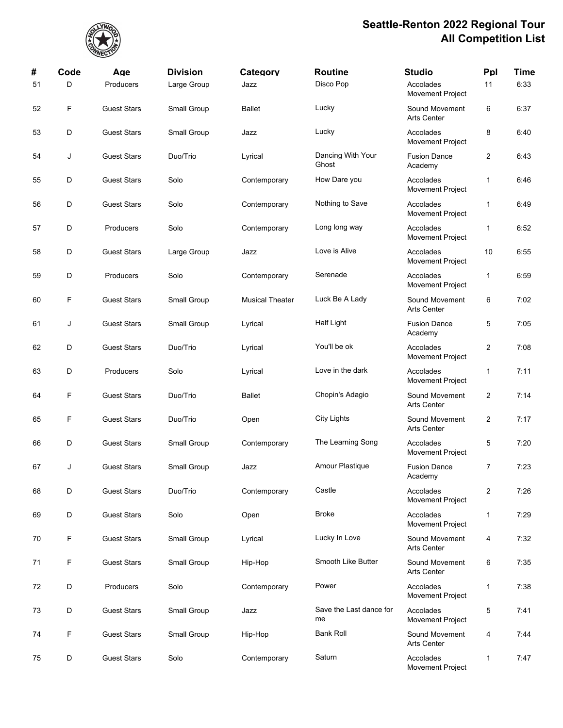# Seattle-Renton 2022 Regional Tour
## All Competition List

| # | Code | Age | Division | Category | Routine | Studio | Ppl | Time |
|---|---|---|---|---|---|---|---|---|
| 51 | D | Producers | Large Group | Jazz | Disco Pop | Accolades Movement Project | 11 | 6:33 |
| 52 | F | Guest Stars | Small Group | Ballet | Lucky | Sound Movement Arts Center | 6 | 6:37 |
| 53 | D | Guest Stars | Small Group | Jazz | Lucky | Accolades Movement Project | 8 | 6:40 |
| 54 | J | Guest Stars | Duo/Trio | Lyrical | Dancing With Your Ghost | Fusion Dance Academy | 2 | 6:43 |
| 55 | D | Guest Stars | Solo | Contemporary | How Dare you | Accolades Movement Project | 1 | 6:46 |
| 56 | D | Guest Stars | Solo | Contemporary | Nothing to Save | Accolades Movement Project | 1 | 6:49 |
| 57 | D | Producers | Solo | Contemporary | Long long way | Accolades Movement Project | 1 | 6:52 |
| 58 | D | Guest Stars | Large Group | Jazz | Love is Alive | Accolades Movement Project | 10 | 6:55 |
| 59 | D | Producers | Solo | Contemporary | Serenade | Accolades Movement Project | 1 | 6:59 |
| 60 | F | Guest Stars | Small Group | Musical Theater | Luck Be A Lady | Sound Movement Arts Center | 6 | 7:02 |
| 61 | J | Guest Stars | Small Group | Lyrical | Half Light | Fusion Dance Academy | 5 | 7:05 |
| 62 | D | Guest Stars | Duo/Trio | Lyrical | You'll be ok | Accolades Movement Project | 2 | 7:08 |
| 63 | D | Producers | Solo | Lyrical | Love in the dark | Accolades Movement Project | 1 | 7:11 |
| 64 | F | Guest Stars | Duo/Trio | Ballet | Chopin's Adagio | Sound Movement Arts Center | 2 | 7:14 |
| 65 | F | Guest Stars | Duo/Trio | Open | City Lights | Sound Movement Arts Center | 2 | 7:17 |
| 66 | D | Guest Stars | Small Group | Contemporary | The Learning Song | Accolades Movement Project | 5 | 7:20 |
| 67 | J | Guest Stars | Small Group | Jazz | Amour Plastique | Fusion Dance Academy | 7 | 7:23 |
| 68 | D | Guest Stars | Duo/Trio | Contemporary | Castle | Accolades Movement Project | 2 | 7:26 |
| 69 | D | Guest Stars | Solo | Open | Broke | Accolades Movement Project | 1 | 7:29 |
| 70 | F | Guest Stars | Small Group | Lyrical | Lucky In Love | Sound Movement Arts Center | 4 | 7:32 |
| 71 | F | Guest Stars | Small Group | Hip-Hop | Smooth Like Butter | Sound Movement Arts Center | 6 | 7:35 |
| 72 | D | Producers | Solo | Contemporary | Power | Accolades Movement Project | 1 | 7:38 |
| 73 | D | Guest Stars | Small Group | Jazz | Save the Last dance for me | Accolades Movement Project | 5 | 7:41 |
| 74 | F | Guest Stars | Small Group | Hip-Hop | Bank Roll | Sound Movement Arts Center | 4 | 7:44 |
| 75 | D | Guest Stars | Solo | Contemporary | Saturn | Accolades Movement Project | 1 | 7:47 |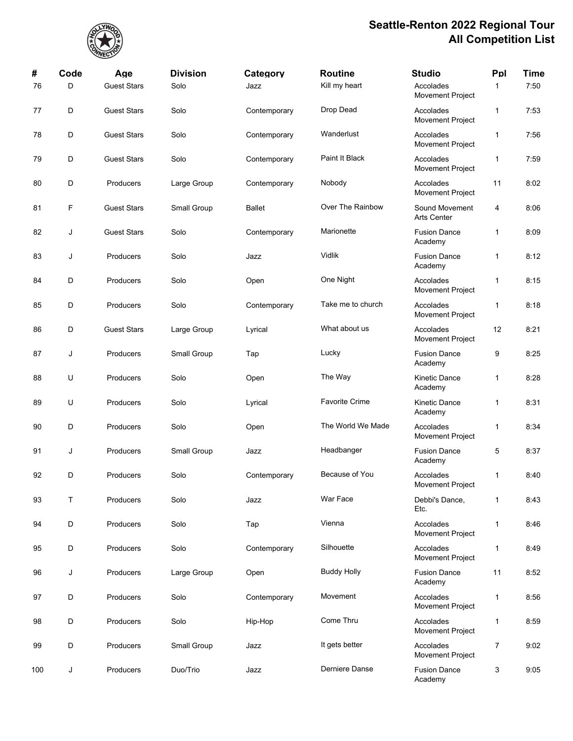# Seattle-Renton 2022 Regional Tour
## All Competition List

| # | Code | Age | Division | Category | Routine | Studio | Ppl | Time |
|---|---|---|---|---|---|---|---|---|
| 76 | D | Guest Stars | Solo | Jazz | Kill my heart | Accolades Movement Project | 1 | 7:50 |
| 77 | D | Guest Stars | Solo | Contemporary | Drop Dead | Accolades Movement Project | 1 | 7:53 |
| 78 | D | Guest Stars | Solo | Contemporary | Wanderlust | Accolades Movement Project | 1 | 7:56 |
| 79 | D | Guest Stars | Solo | Contemporary | Paint It Black | Accolades Movement Project | 1 | 7:59 |
| 80 | D | Producers | Large Group | Contemporary | Nobody | Accolades Movement Project | 11 | 8:02 |
| 81 | F | Guest Stars | Small Group | Ballet | Over The Rainbow | Sound Movement Arts Center | 4 | 8:06 |
| 82 | J | Guest Stars | Solo | Contemporary | Marionette | Fusion Dance Academy | 1 | 8:09 |
| 83 | J | Producers | Solo | Jazz | Vidlik | Fusion Dance Academy | 1 | 8:12 |
| 84 | D | Producers | Solo | Open | One Night | Accolades Movement Project | 1 | 8:15 |
| 85 | D | Producers | Solo | Contemporary | Take me to church | Accolades Movement Project | 1 | 8:18 |
| 86 | D | Guest Stars | Large Group | Lyrical | What about us | Accolades Movement Project | 12 | 8:21 |
| 87 | J | Producers | Small Group | Tap | Lucky | Fusion Dance Academy | 9 | 8:25 |
| 88 | U | Producers | Solo | Open | The Way | Kinetic Dance Academy | 1 | 8:28 |
| 89 | U | Producers | Solo | Lyrical | Favorite Crime | Kinetic Dance Academy | 1 | 8:31 |
| 90 | D | Producers | Solo | Open | The World We Made | Accolades Movement Project | 1 | 8:34 |
| 91 | J | Producers | Small Group | Jazz | Headbanger | Fusion Dance Academy | 5 | 8:37 |
| 92 | D | Producers | Solo | Contemporary | Because of You | Accolades Movement Project | 1 | 8:40 |
| 93 | T | Producers | Solo | Jazz | War Face | Debbi's Dance, Etc. | 1 | 8:43 |
| 94 | D | Producers | Solo | Tap | Vienna | Accolades Movement Project | 1 | 8:46 |
| 95 | D | Producers | Solo | Contemporary | Silhouette | Accolades Movement Project | 1 | 8:49 |
| 96 | J | Producers | Large Group | Open | Buddy Holly | Fusion Dance Academy | 11 | 8:52 |
| 97 | D | Producers | Solo | Contemporary | Movement | Accolades Movement Project | 1 | 8:56 |
| 98 | D | Producers | Solo | Hip-Hop | Come Thru | Accolades Movement Project | 1 | 8:59 |
| 99 | D | Producers | Small Group | Jazz | It gets better | Accolades Movement Project | 7 | 9:02 |
| 100 | J | Producers | Duo/Trio | Jazz | Derniere Danse | Fusion Dance Academy | 3 | 9:05 |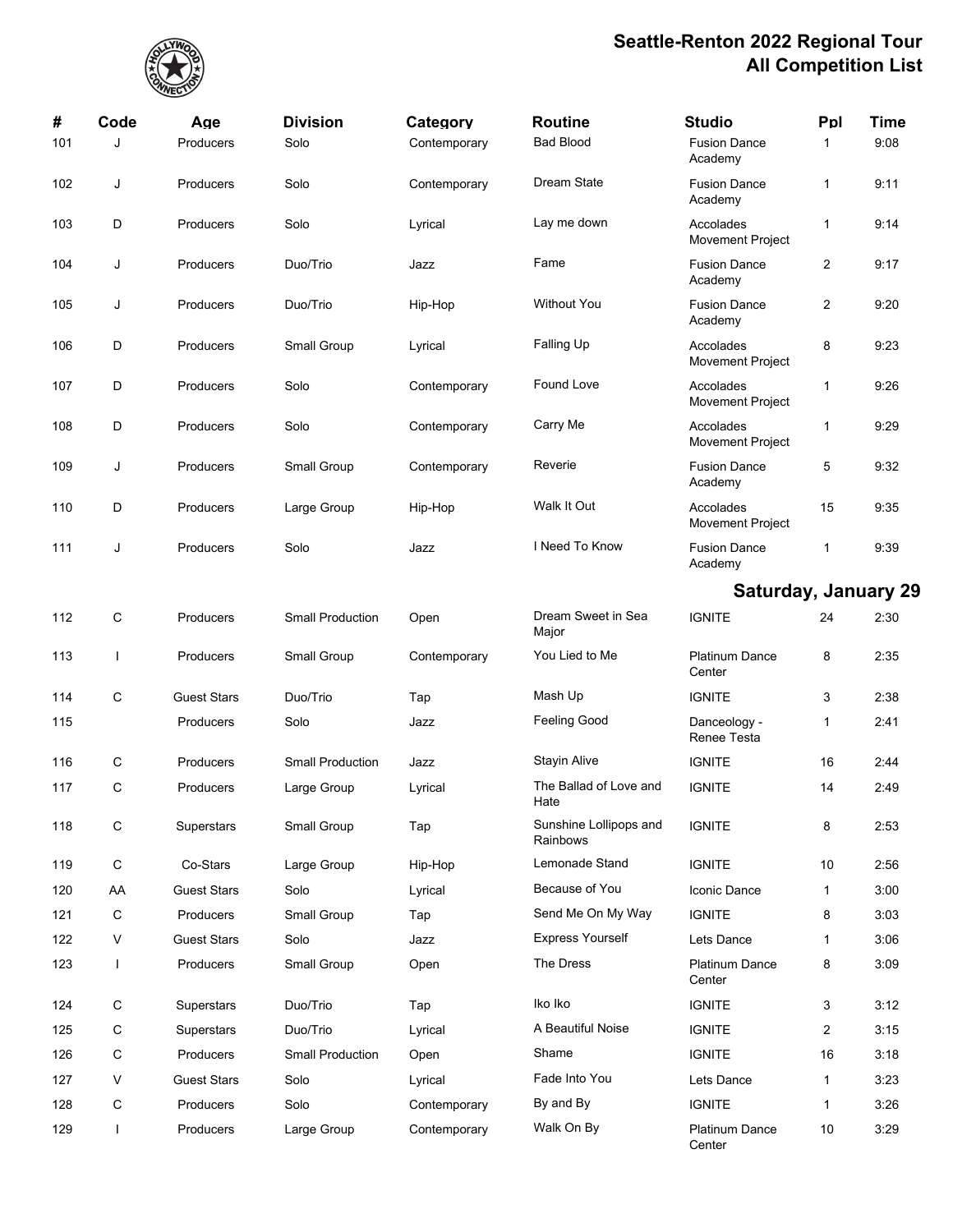# Seattle-Renton 2022 Regional Tour
## All Competition List

| # | Code | Age | Division | Category | Routine | Studio | Ppl | Time |
|---|---|---|---|---|---|---|---|---|
| 101 | J | Producers | Solo | Contemporary | Bad Blood | Fusion Dance Academy | 1 | 9:08 |
| 102 | J | Producers | Solo | Contemporary | Dream State | Fusion Dance Academy | 1 | 9:11 |
| 103 | D | Producers | Solo | Lyrical | Lay me down | Accolades Movement Project | 1 | 9:14 |
| 104 | J | Producers | Duo/Trio | Jazz | Fame | Fusion Dance Academy | 2 | 9:17 |
| 105 | J | Producers | Duo/Trio | Hip-Hop | Without You | Fusion Dance Academy | 2 | 9:20 |
| 106 | D | Producers | Small Group | Lyrical | Falling Up | Accolades Movement Project | 8 | 9:23 |
| 107 | D | Producers | Solo | Contemporary | Found Love | Accolades Movement Project | 1 | 9:26 |
| 108 | D | Producers | Solo | Contemporary | Carry Me | Accolades Movement Project | 1 | 9:29 |
| 109 | J | Producers | Small Group | Contemporary | Reverie | Fusion Dance Academy | 5 | 9:32 |
| 110 | D | Producers | Large Group | Hip-Hop | Walk It Out | Accolades Movement Project | 15 | 9:35 |
| 111 | J | Producers | Solo | Jazz | I Need To Know | Fusion Dance Academy | 1 | 9:39 |

## Saturday, January 29

| # | Code | Age | Division | Category | Routine | Studio | Ppl | Time |
|---|---|---|---|---|---|---|---|---|
| 112 | C | Producers | Small Production | Open | Dream Sweet in Sea Major | IGNITE | 24 | 2:30 |
| 113 | I | Producers | Small Group | Contemporary | You Lied to Me | Platinum Dance Center | 8 | 2:35 |
| 114 | C | Guest Stars | Duo/Trio | Tap | Mash Up | IGNITE | 3 | 2:38 |
| 115 | | Producers | Solo | Jazz | Feeling Good | Danceology - Renee Testa | 1 | 2:41 |
| 116 | C | Producers | Small Production | Jazz | Stayin Alive | IGNITE | 16 | 2:44 |
| 117 | C | Producers | Large Group | Lyrical | The Ballad of Love and Hate | IGNITE | 14 | 2:49 |
| 118 | C | Superstars | Small Group | Tap | Sunshine Lollipops and Rainbows | IGNITE | 8 | 2:53 |
| 119 | C | Co-Stars | Large Group | Hip-Hop | Lemonade Stand | IGNITE | 10 | 2:56 |
| 120 | AA | Guest Stars | Solo | Lyrical | Because of You | Iconic Dance | 1 | 3:00 |
| 121 | C | Producers | Small Group | Tap | Send Me On My Way | IGNITE | 8 | 3:03 |
| 122 | V | Guest Stars | Solo | Jazz | Express Yourself | Lets Dance | 1 | 3:06 |
| 123 | I | Producers | Small Group | Open | The Dress | Platinum Dance Center | 8 | 3:09 |
| 124 | C | Superstars | Duo/Trio | Tap | Iko Iko | IGNITE | 3 | 3:12 |
| 125 | C | Superstars | Duo/Trio | Lyrical | A Beautiful Noise | IGNITE | 2 | 3:15 |
| 126 | C | Producers | Small Production | Open | Shame | IGNITE | 16 | 3:18 |
| 127 | V | Guest Stars | Solo | Lyrical | Fade Into You | Lets Dance | 1 | 3:23 |
| 128 | C | Producers | Solo | Contemporary | By and By | IGNITE | 1 | 3:26 |
| 129 | I | Producers | Large Group | Contemporary | Walk On By | Platinum Dance Center | 10 | 3:29 |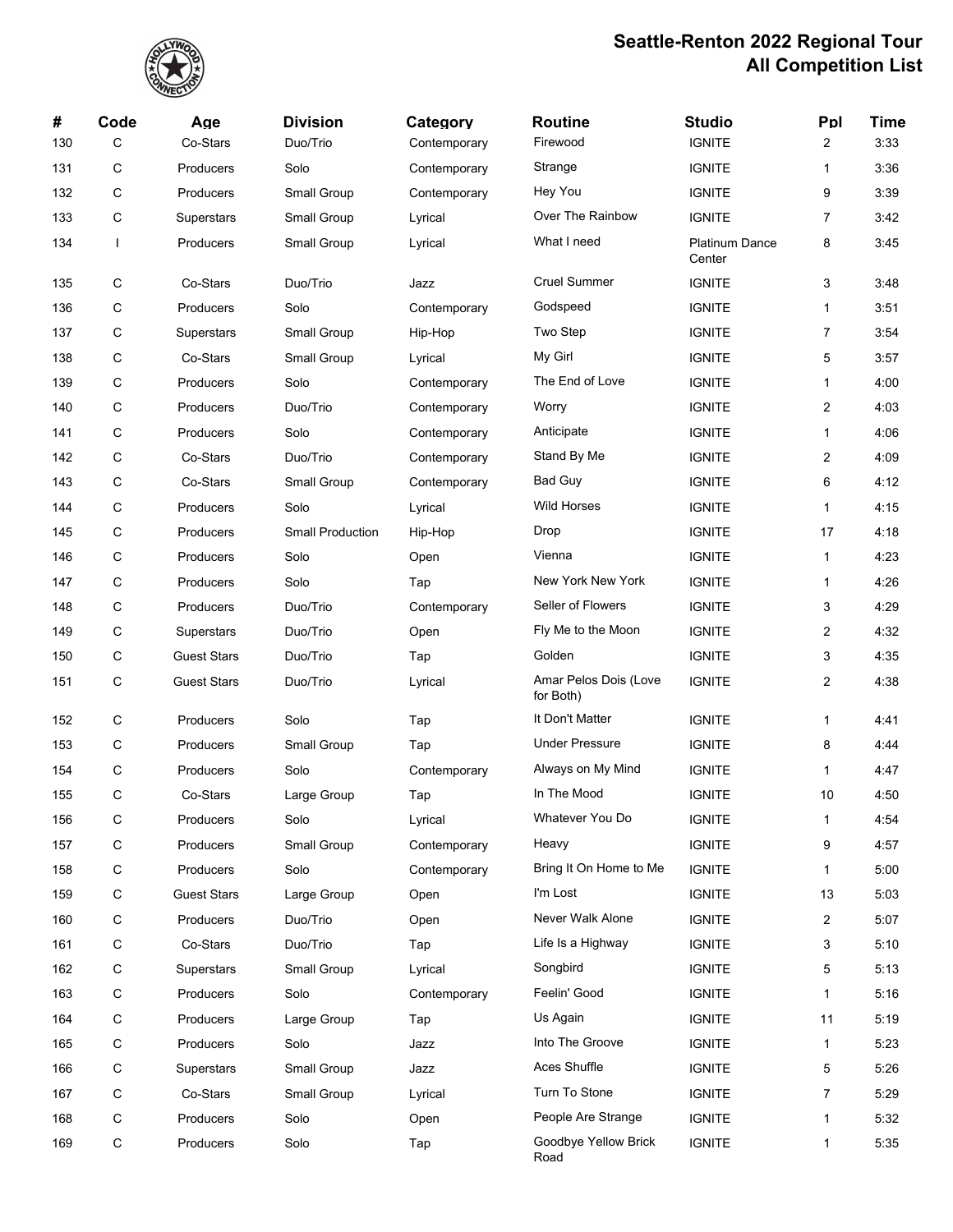# Seattle-Renton 2022 Regional Tour
## All Competition List

| # | Code | Age | Division | Category | Routine | Studio | Ppl | Time |
|---|---|---|---|---|---|---|---|---|
| 130 | C | Co-Stars | Duo/Trio | Contemporary | Firewood | IGNITE | 2 | 3:33 |
| 131 | C | Producers | Solo | Contemporary | Strange | IGNITE | 1 | 3:36 |
| 132 | C | Producers | Small Group | Contemporary | Hey You | IGNITE | 9 | 3:39 |
| 133 | C | Superstars | Small Group | Lyrical | Over The Rainbow | IGNITE | 7 | 3:42 |
| 134 | I | Producers | Small Group | Lyrical | What I need | Platinum Dance Center | 8 | 3:45 |
| 135 | C | Co-Stars | Duo/Trio | Jazz | Cruel Summer | IGNITE | 3 | 3:48 |
| 136 | C | Producers | Solo | Contemporary | Godspeed | IGNITE | 1 | 3:51 |
| 137 | C | Superstars | Small Group | Hip-Hop | Two Step | IGNITE | 7 | 3:54 |
| 138 | C | Co-Stars | Small Group | Lyrical | My Girl | IGNITE | 5 | 3:57 |
| 139 | C | Producers | Solo | Contemporary | The End of Love | IGNITE | 1 | 4:00 |
| 140 | C | Producers | Duo/Trio | Contemporary | Worry | IGNITE | 2 | 4:03 |
| 141 | C | Producers | Solo | Contemporary | Anticipate | IGNITE | 1 | 4:06 |
| 142 | C | Co-Stars | Duo/Trio | Contemporary | Stand By Me | IGNITE | 2 | 4:09 |
| 143 | C | Co-Stars | Small Group | Contemporary | Bad Guy | IGNITE | 6 | 4:12 |
| 144 | C | Producers | Solo | Lyrical | Wild Horses | IGNITE | 1 | 4:15 |
| 145 | C | Producers | Small Production | Hip-Hop | Drop | IGNITE | 17 | 4:18 |
| 146 | C | Producers | Solo | Open | Vienna | IGNITE | 1 | 4:23 |
| 147 | C | Producers | Solo | Tap | New York New York | IGNITE | 1 | 4:26 |
| 148 | C | Producers | Duo/Trio | Contemporary | Seller of Flowers | IGNITE | 3 | 4:29 |
| 149 | C | Superstars | Duo/Trio | Open | Fly Me to the Moon | IGNITE | 2 | 4:32 |
| 150 | C | Guest Stars | Duo/Trio | Tap | Golden | IGNITE | 3 | 4:35 |
| 151 | C | Guest Stars | Duo/Trio | Lyrical | Amar Pelos Dois (Love for Both) | IGNITE | 2 | 4:38 |
| 152 | C | Producers | Solo | Tap | It Don't Matter | IGNITE | 1 | 4:41 |
| 153 | C | Producers | Small Group | Tap | Under Pressure | IGNITE | 8 | 4:44 |
| 154 | C | Producers | Solo | Contemporary | Always on My Mind | IGNITE | 1 | 4:47 |
| 155 | C | Co-Stars | Large Group | Tap | In The Mood | IGNITE | 10 | 4:50 |
| 156 | C | Producers | Solo | Lyrical | Whatever You Do | IGNITE | 1 | 4:54 |
| 157 | C | Producers | Small Group | Contemporary | Heavy | IGNITE | 9 | 4:57 |
| 158 | C | Producers | Solo | Contemporary | Bring It On Home to Me | IGNITE | 1 | 5:00 |
| 159 | C | Guest Stars | Large Group | Open | I'm Lost | IGNITE | 13 | 5:03 |
| 160 | C | Producers | Duo/Trio | Open | Never Walk Alone | IGNITE | 2 | 5:07 |
| 161 | C | Co-Stars | Duo/Trio | Tap | Life Is a Highway | IGNITE | 3 | 5:10 |
| 162 | C | Superstars | Small Group | Lyrical | Songbird | IGNITE | 5 | 5:13 |
| 163 | C | Producers | Solo | Contemporary | Feelin' Good | IGNITE | 1 | 5:16 |
| 164 | C | Producers | Large Group | Tap | Us Again | IGNITE | 11 | 5:19 |
| 165 | C | Producers | Solo | Jazz | Into The Groove | IGNITE | 1 | 5:23 |
| 166 | C | Superstars | Small Group | Jazz | Aces Shuffle | IGNITE | 5 | 5:26 |
| 167 | C | Co-Stars | Small Group | Lyrical | Turn To Stone | IGNITE | 7 | 5:29 |
| 168 | C | Producers | Solo | Open | People Are Strange | IGNITE | 1 | 5:32 |
| 169 | C | Producers | Solo | Tap | Goodbye Yellow Brick Road | IGNITE | 1 | 5:35 |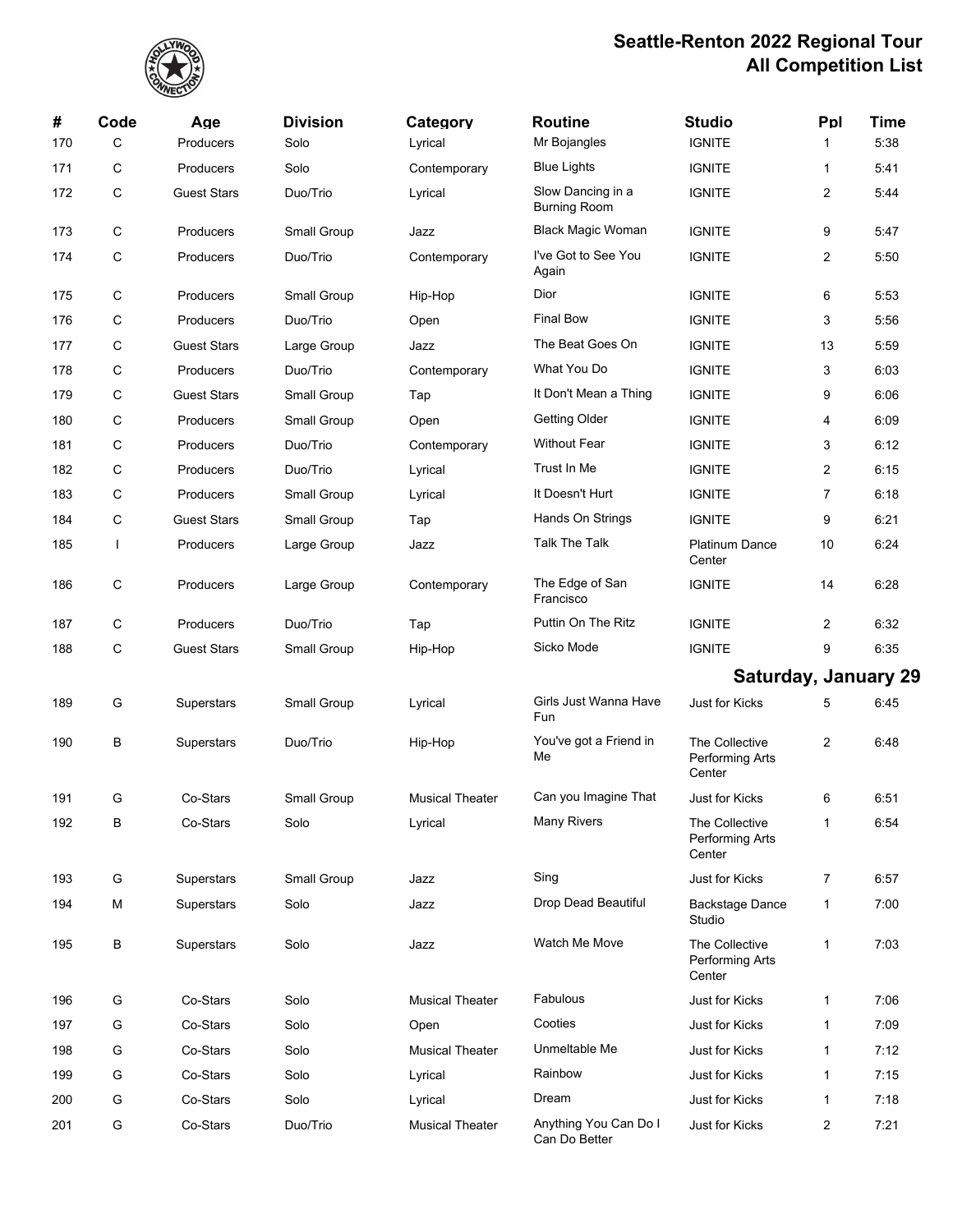# Seattle-Renton 2022 Regional Tour
## All Competition List

| # | Code | Age | Division | Category | Routine | Studio | Ppl | Time |
|---|---|---|---|---|---|---|---|---|
| 170 | C | Producers | Solo | Lyrical | Mr Bojangles | IGNITE | 1 | 5:38 |
| 171 | C | Producers | Solo | Contemporary | Blue Lights | IGNITE | 1 | 5:41 |
| 172 | C | Guest Stars | Duo/Trio | Lyrical | Slow Dancing in a Burning Room | IGNITE | 2 | 5:44 |
| 173 | C | Producers | Small Group | Jazz | Black Magic Woman | IGNITE | 9 | 5:47 |
| 174 | C | Producers | Duo/Trio | Contemporary | I've Got to See You Again | IGNITE | 2 | 5:50 |
| 175 | C | Producers | Small Group | Hip-Hop | Dior | IGNITE | 6 | 5:53 |
| 176 | C | Producers | Duo/Trio | Open | Final Bow | IGNITE | 3 | 5:56 |
| 177 | C | Guest Stars | Large Group | Jazz | The Beat Goes On | IGNITE | 13 | 5:59 |
| 178 | C | Producers | Duo/Trio | Contemporary | What You Do | IGNITE | 3 | 6:03 |
| 179 | C | Guest Stars | Small Group | Tap | It Don't Mean a Thing | IGNITE | 9 | 6:06 |
| 180 | C | Producers | Small Group | Open | Getting Older | IGNITE | 4 | 6:09 |
| 181 | C | Producers | Duo/Trio | Contemporary | Without Fear | IGNITE | 3 | 6:12 |
| 182 | C | Producers | Duo/Trio | Lyrical | Trust In Me | IGNITE | 2 | 6:15 |
| 183 | C | Producers | Small Group | Lyrical | It Doesn't Hurt | IGNITE | 7 | 6:18 |
| 184 | C | Guest Stars | Small Group | Tap | Hands On Strings | IGNITE | 9 | 6:21 |
| 185 | I | Producers | Large Group | Jazz | Talk The Talk | Platinum Dance Center | 10 | 6:24 |
| 186 | C | Producers | Large Group | Contemporary | The Edge of San Francisco | IGNITE | 14 | 6:28 |
| 187 | C | Producers | Duo/Trio | Tap | Puttin On The Ritz | IGNITE | 2 | 6:32 |
| 188 | C | Guest Stars | Small Group | Hip-Hop | Sicko Mode | IGNITE | 9 | 6:35 |

### Saturday, January 29

| # | Code | Age | Division | Category | Routine | Studio | Ppl | Time |
|---|---|---|---|---|---|---|---|---|
| 189 | G | Superstars | Small Group | Lyrical | Girls Just Wanna Have Fun | Just for Kicks | 5 | 6:45 |
| 190 | B | Superstars | Duo/Trio | Hip-Hop | You've got a Friend in Me | The Collective Performing Arts Center | 2 | 6:48 |
| 191 | G | Co-Stars | Small Group | Musical Theater | Can you Imagine That | Just for Kicks | 6 | 6:51 |
| 192 | B | Co-Stars | Solo | Lyrical | Many Rivers | The Collective Performing Arts Center | 1 | 6:54 |
| 193 | G | Superstars | Small Group | Jazz | Sing | Just for Kicks | 7 | 6:57 |
| 194 | M | Superstars | Solo | Jazz | Drop Dead Beautiful | Backstage Dance Studio | 1 | 7:00 |
| 195 | B | Superstars | Solo | Jazz | Watch Me Move | The Collective Performing Arts Center | 1 | 7:03 |
| 196 | G | Co-Stars | Solo | Musical Theater | Fabulous | Just for Kicks | 1 | 7:06 |
| 197 | G | Co-Stars | Solo | Open | Cooties | Just for Kicks | 1 | 7:09 |
| 198 | G | Co-Stars | Solo | Musical Theater | Unmeltable Me | Just for Kicks | 1 | 7:12 |
| 199 | G | Co-Stars | Solo | Lyrical | Rainbow | Just for Kicks | 1 | 7:15 |
| 200 | G | Co-Stars | Solo | Lyrical | Dream | Just for Kicks | 1 | 7:18 |
| 201 | G | Co-Stars | Duo/Trio | Musical Theater | Anything You Can Do I Can Do Better | Just for Kicks | 2 | 7:21 |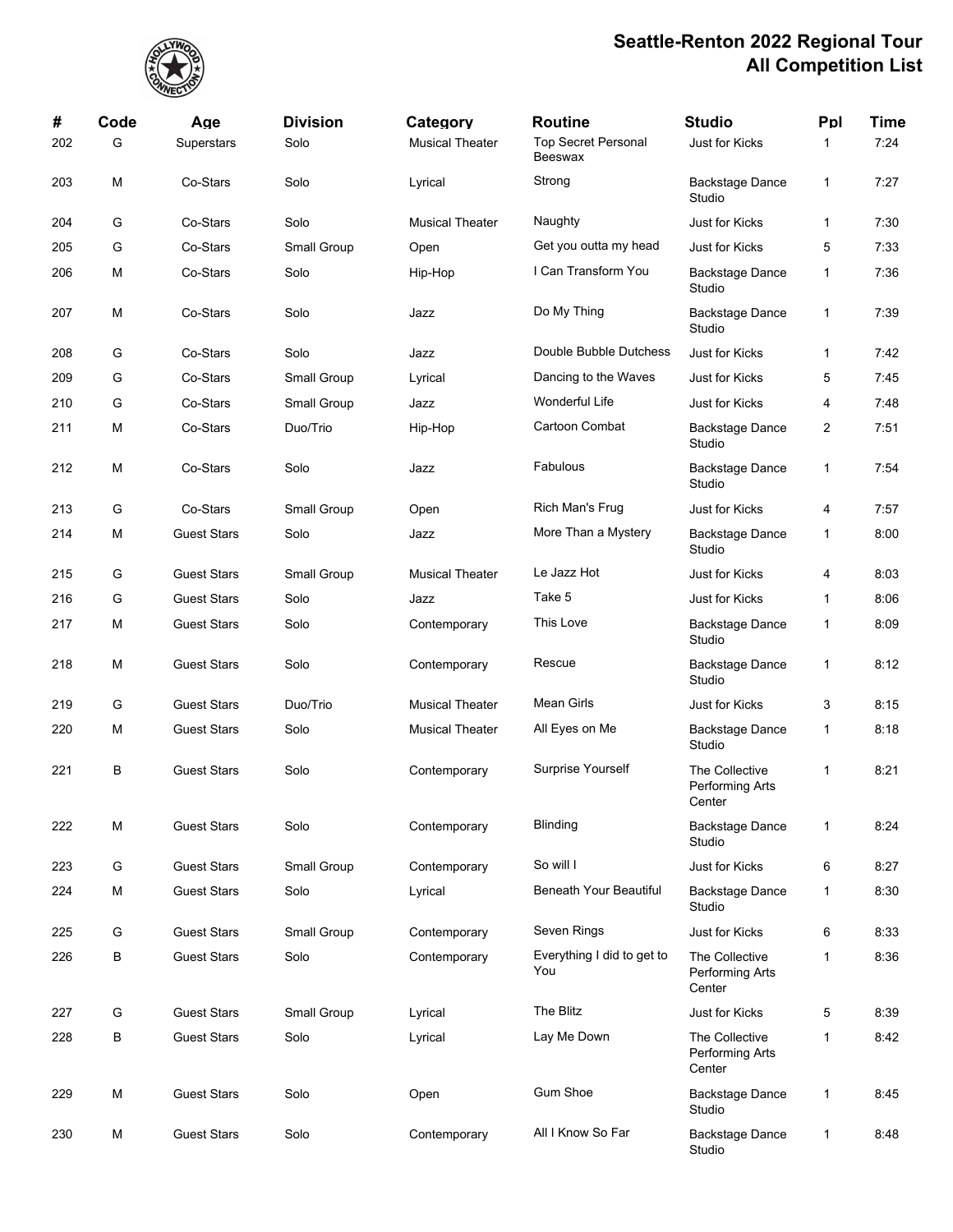# Seattle-Renton 2022 Regional Tour
## All Competition List

| # | Code | Age | Division | Category | Routine | Studio | Ppl | Time |
|---|---|---|---|---|---|---|---|---|
| 202 | G | Superstars | Solo | Musical Theater | Top Secret Personal Beeswax | Just for Kicks | 1 | 7:24 |
| 203 | M | Co-Stars | Solo | Lyrical | Strong | Backstage Dance Studio | 1 | 7:27 |
| 204 | G | Co-Stars | Solo | Musical Theater | Naughty | Just for Kicks | 1 | 7:30 |
| 205 | G | Co-Stars | Small Group | Open | Get you outta my head | Just for Kicks | 5 | 7:33 |
| 206 | M | Co-Stars | Solo | Hip-Hop | I Can Transform You | Backstage Dance Studio | 1 | 7:36 |
| 207 | M | Co-Stars | Solo | Jazz | Do My Thing | Backstage Dance Studio | 1 | 7:39 |
| 208 | G | Co-Stars | Solo | Jazz | Double Bubble Dutchess | Just for Kicks | 1 | 7:42 |
| 209 | G | Co-Stars | Small Group | Lyrical | Dancing to the Waves | Just for Kicks | 5 | 7:45 |
| 210 | G | Co-Stars | Small Group | Jazz | Wonderful Life | Just for Kicks | 4 | 7:48 |
| 211 | M | Co-Stars | Duo/Trio | Hip-Hop | Cartoon Combat | Backstage Dance Studio | 2 | 7:51 |
| 212 | M | Co-Stars | Solo | Jazz | Fabulous | Backstage Dance Studio | 1 | 7:54 |
| 213 | G | Co-Stars | Small Group | Open | Rich Man's Frug | Just for Kicks | 4 | 7:57 |
| 214 | M | Guest Stars | Solo | Jazz | More Than a Mystery | Backstage Dance Studio | 1 | 8:00 |
| 215 | G | Guest Stars | Small Group | Musical Theater | Le Jazz Hot | Just for Kicks | 4 | 8:03 |
| 216 | G | Guest Stars | Solo | Jazz | Take 5 | Just for Kicks | 1 | 8:06 |
| 217 | M | Guest Stars | Solo | Contemporary | This Love | Backstage Dance Studio | 1 | 8:09 |
| 218 | M | Guest Stars | Solo | Contemporary | Rescue | Backstage Dance Studio | 1 | 8:12 |
| 219 | G | Guest Stars | Duo/Trio | Musical Theater | Mean Girls | Just for Kicks | 3 | 8:15 |
| 220 | M | Guest Stars | Solo | Musical Theater | All Eyes on Me | Backstage Dance Studio | 1 | 8:18 |
| 221 | B | Guest Stars | Solo | Contemporary | Surprise Yourself | The Collective Performing Arts Center | 1 | 8:21 |
| 222 | M | Guest Stars | Solo | Contemporary | Blinding | Backstage Dance Studio | 1 | 8:24 |
| 223 | G | Guest Stars | Small Group | Contemporary | So will I | Just for Kicks | 6 | 8:27 |
| 224 | M | Guest Stars | Solo | Lyrical | Beneath Your Beautiful | Backstage Dance Studio | 1 | 8:30 |
| 225 | G | Guest Stars | Small Group | Contemporary | Seven Rings | Just for Kicks | 6 | 8:33 |
| 226 | B | Guest Stars | Solo | Contemporary | Everything I did to get to You | The Collective Performing Arts Center | 1 | 8:36 |
| 227 | G | Guest Stars | Small Group | Lyrical | The Blitz | Just for Kicks | 5 | 8:39 |
| 228 | B | Guest Stars | Solo | Lyrical | Lay Me Down | The Collective Performing Arts Center | 1 | 8:42 |
| 229 | M | Guest Stars | Solo | Open | Gum Shoe | Backstage Dance Studio | 1 | 8:45 |
| 230 | M | Guest Stars | Solo | Contemporary | All I Know So Far | Backstage Dance Studio | 1 | 8:48 |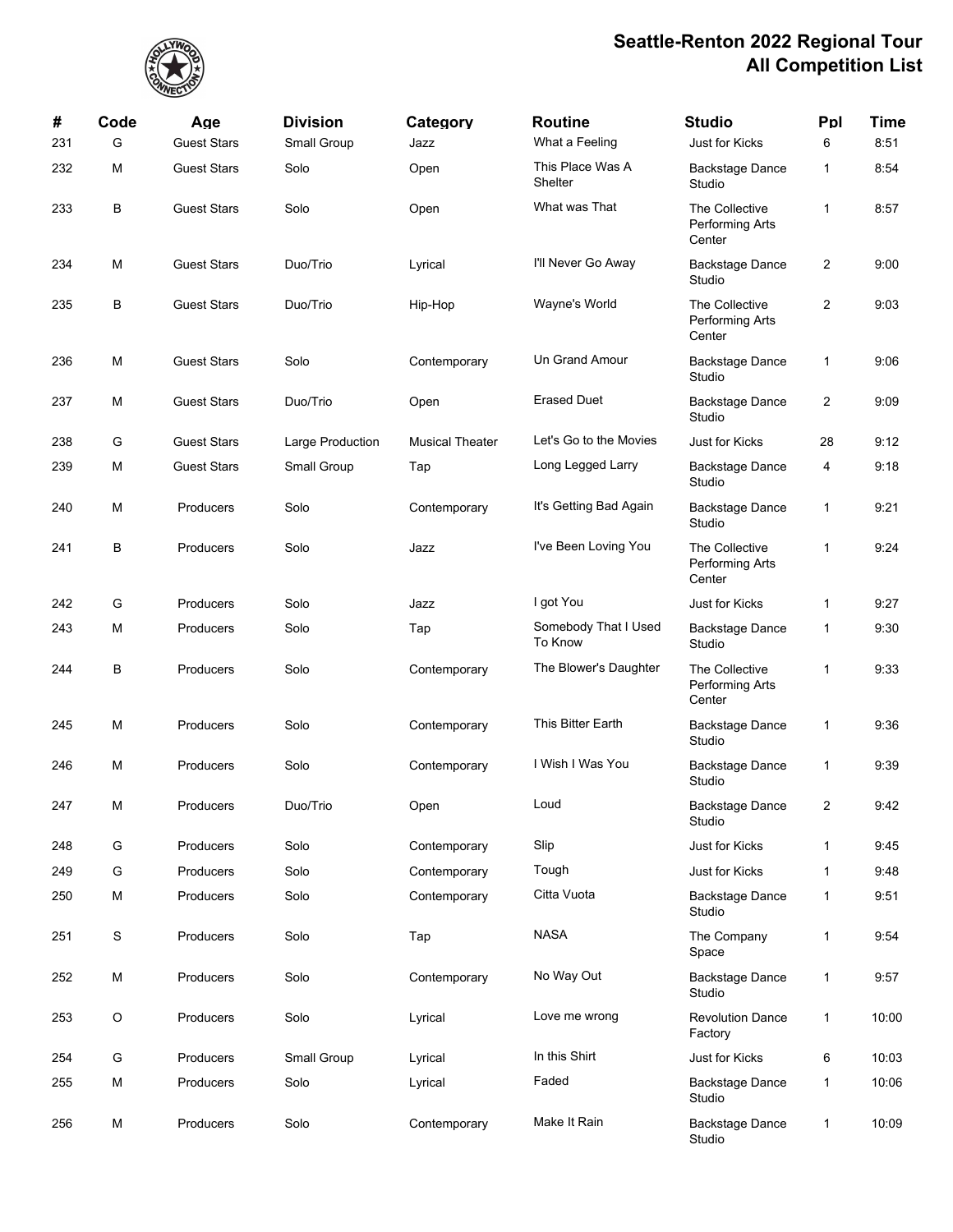# Seattle-Renton 2022 Regional Tour
# All Competition List

| # | Code | Age | Division | Category | Routine | Studio | Ppl | Time |
|---|---|---|---|---|---|---|---|---|
| 231 | G | Guest Stars | Small Group | Jazz | What a Feeling | Just for Kicks | 6 | 8:51 |
| 232 | M | Guest Stars | Solo | Open | This Place Was A Shelter | Backstage Dance Studio | 1 | 8:54 |
| 233 | B | Guest Stars | Solo | Open | What was That | The Collective Performing Arts Center | 1 | 8:57 |
| 234 | M | Guest Stars | Duo/Trio | Lyrical | I'll Never Go Away | Backstage Dance Studio | 2 | 9:00 |
| 235 | B | Guest Stars | Duo/Trio | Hip-Hop | Wayne's World | The Collective Performing Arts Center | 2 | 9:03 |
| 236 | M | Guest Stars | Solo | Contemporary | Un Grand Amour | Backstage Dance Studio | 1 | 9:06 |
| 237 | M | Guest Stars | Duo/Trio | Open | Erased Duet | Backstage Dance Studio | 2 | 9:09 |
| 238 | G | Guest Stars | Large Production | Musical Theater | Let's Go to the Movies | Just for Kicks | 28 | 9:12 |
| 239 | M | Guest Stars | Small Group | Tap | Long Legged Larry | Backstage Dance Studio | 4 | 9:18 |
| 240 | M | Producers | Solo | Contemporary | It's Getting Bad Again | Backstage Dance Studio | 1 | 9:21 |
| 241 | B | Producers | Solo | Jazz | I've Been Loving You | The Collective Performing Arts Center | 1 | 9:24 |
| 242 | G | Producers | Solo | Jazz | I got You | Just for Kicks | 1 | 9:27 |
| 243 | M | Producers | Solo | Tap | Somebody That I Used To Know | Backstage Dance Studio | 1 | 9:30 |
| 244 | B | Producers | Solo | Contemporary | The Blower's Daughter | The Collective Performing Arts Center | 1 | 9:33 |
| 245 | M | Producers | Solo | Contemporary | This Bitter Earth | Backstage Dance Studio | 1 | 9:36 |
| 246 | M | Producers | Solo | Contemporary | I Wish I Was You | Backstage Dance Studio | 1 | 9:39 |
| 247 | M | Producers | Duo/Trio | Open | Loud | Backstage Dance Studio | 2 | 9:42 |
| 248 | G | Producers | Solo | Contemporary | Slip | Just for Kicks | 1 | 9:45 |
| 249 | G | Producers | Solo | Contemporary | Tough | Just for Kicks | 1 | 9:48 |
| 250 | M | Producers | Solo | Contemporary | Citta Vuota | Backstage Dance Studio | 1 | 9:51 |
| 251 | S | Producers | Solo | Tap | NASA | The Company Space | 1 | 9:54 |
| 252 | M | Producers | Solo | Contemporary | No Way Out | Backstage Dance Studio | 1 | 9:57 |
| 253 | O | Producers | Solo | Lyrical | Love me wrong | Revolution Dance Factory | 1 | 10:00 |
| 254 | G | Producers | Small Group | Lyrical | In this Shirt | Just for Kicks | 6 | 10:03 |
| 255 | M | Producers | Solo | Lyrical | Faded | Backstage Dance Studio | 1 | 10:06 |
| 256 | M | Producers | Solo | Contemporary | Make It Rain | Backstage Dance Studio | 1 | 10:09 |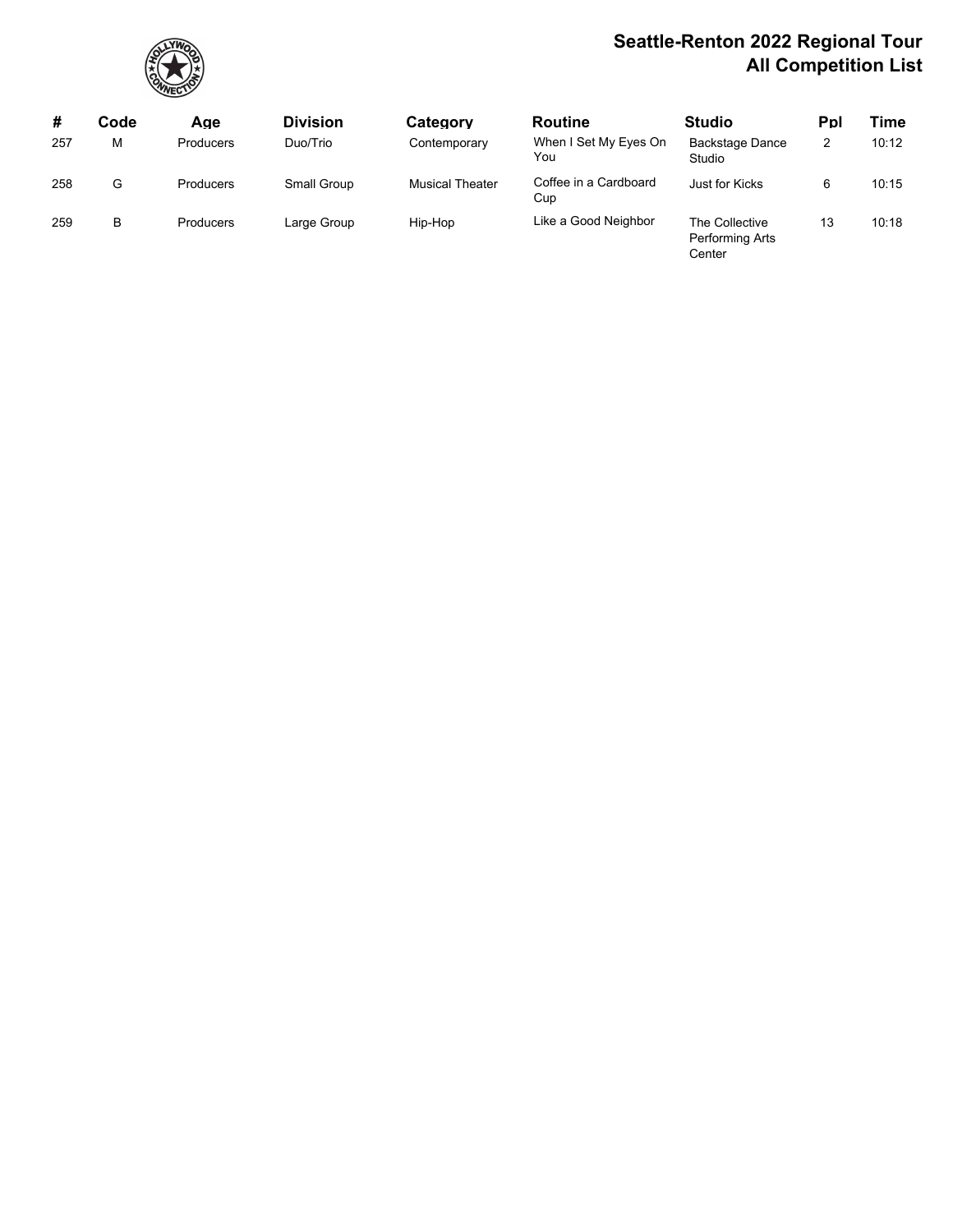# Seattle-Renton 2022 Regional Tour
## All Competition List

| # | Code | Age | Division | Category | Routine | Studio | Ppl | Time |
|---|---|---|---|---|---|---|---|---|
| 257 | M | Producers | Duo/Trio | Contemporary | When I Set My Eyes On You | Backstage Dance Studio | 2 | 10:12 |
| 258 | G | Producers | Small Group | Musical Theater | Coffee in a Cardboard Cup | Just for Kicks | 6 | 10:15 |
| 259 | B | Producers | Large Group | Hip-Hop | Like a Good Neighbor | The Collective Performing Arts Center | 13 | 10:18 |